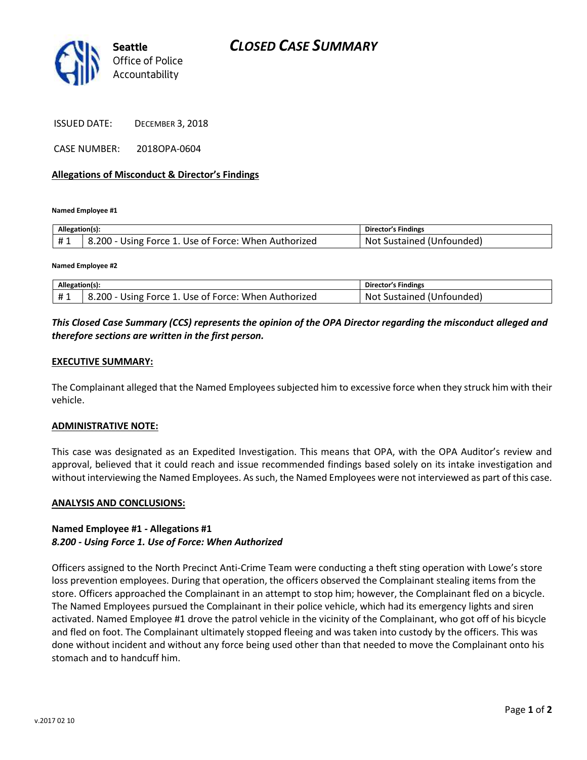**Seattle** Office of Police Accountability

# CLOSED CASE SUMMARY

ISSUED DATE: DECEMBER 3, 2018

CASE NUMBER: 2018OPA-0604

## Allegations of Misconduct & Director's Findings

**Named Employee #1**

| Allegation(s): | | Director's Findings |
|---|---|---|
| # 1 | 8.200 - Using Force 1. Use of Force: When Authorized | Not Sustained (Unfounded) |

**Named Employee #2**

| Allegation(s): | | Director's Findings |
|---|---|---|
| # 1 | 8.200 - Using Force 1. Use of Force: When Authorized | Not Sustained (Unfounded) |

***This Closed Case Summary (CCS) represents the opinion of the OPA Director regarding the misconduct alleged and therefore sections are written in the first person.***

**EXECUTIVE SUMMARY:**

The Complainant alleged that the Named Employees subjected him to excessive force when they struck him with their vehicle.

**ADMINISTRATIVE NOTE:**

This case was designated as an Expedited Investigation. This means that OPA, with the OPA Auditor's review and approval, believed that it could reach and issue recommended findings based solely on its intake investigation and without interviewing the Named Employees. As such, the Named Employees were not interviewed as part of this case.

**ANALYSIS AND CONCLUSIONS:**

**Named Employee #1 - Allegations #1**
***8.200 - Using Force 1. Use of Force: When Authorized***

Officers assigned to the North Precinct Anti-Crime Team were conducting a theft sting operation with Lowe's store loss prevention employees. During that operation, the officers observed the Complainant stealing items from the store. Officers approached the Complainant in an attempt to stop him; however, the Complainant fled on a bicycle. The Named Employees pursued the Complainant in their police vehicle, which had its emergency lights and siren activated. Named Employee #1 drove the patrol vehicle in the vicinity of the Complainant, who got off of his bicycle and fled on foot. The Complainant ultimately stopped fleeing and was taken into custody by the officers. This was done without incident and without any force being used other than that needed to move the Complainant onto his stomach and to handcuff him.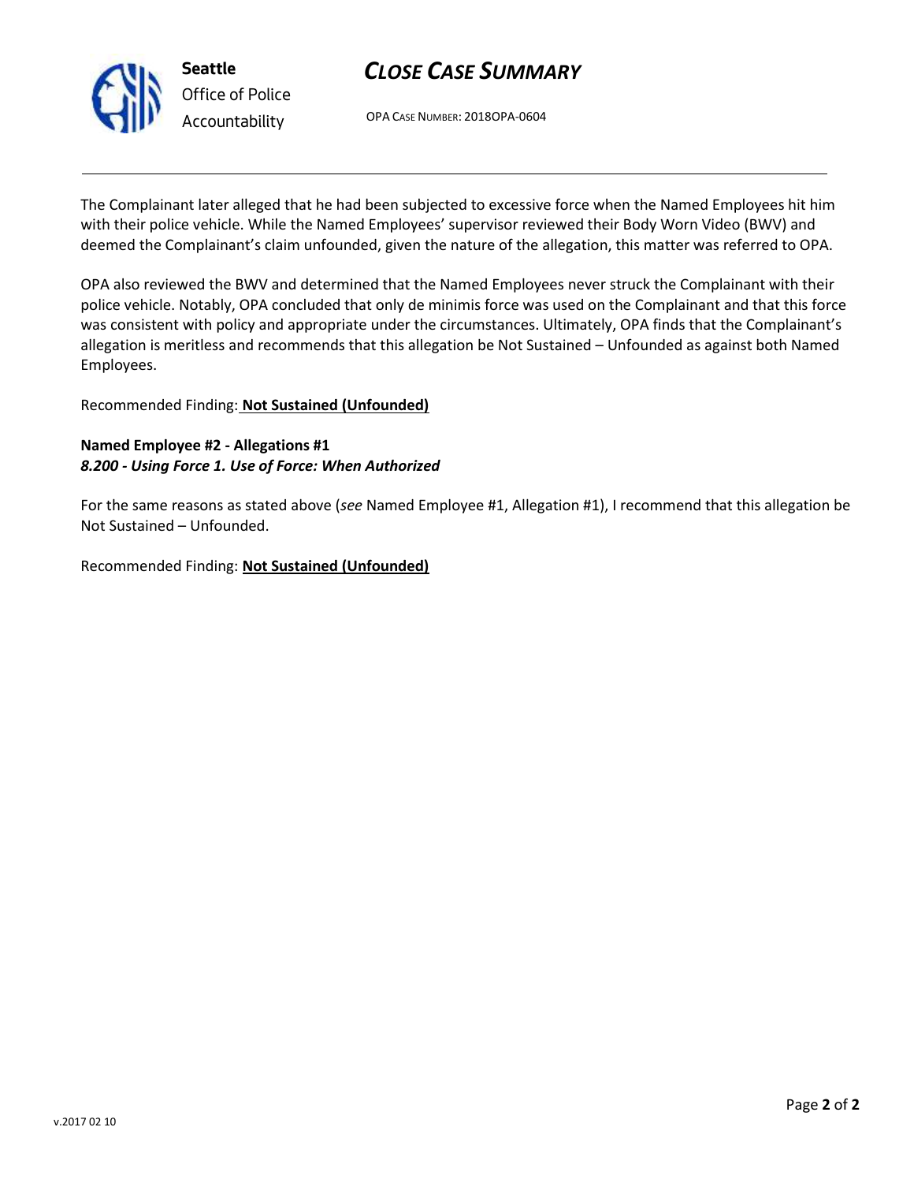The Complainant later alleged that he had been subjected to excessive force when the Named Employees hit him with their police vehicle. While the Named Employees' supervisor reviewed their Body Worn Video (BWV) and deemed the Complainant's claim unfounded, given the nature of the allegation, this matter was referred to OPA.

OPA also reviewed the BWV and determined that the Named Employees never struck the Complainant with their police vehicle. Notably, OPA concluded that only de minimis force was used on the Complainant and that this force was consistent with policy and appropriate under the circumstances. Ultimately, OPA finds that the Complainant's allegation is meritless and recommends that this allegation be Not Sustained – Unfounded as against both Named Employees.

Recommended Finding: **Not Sustained (Unfounded)**

**Named Employee #2 - Allegations #1**
***8.200 - Using Force 1. Use of Force: When Authorized***

For the same reasons as stated above (*see* Named Employee #1, Allegation #1), I recommend that this allegation be Not Sustained – Unfounded.

Recommended Finding: **Not Sustained (Unfounded)**